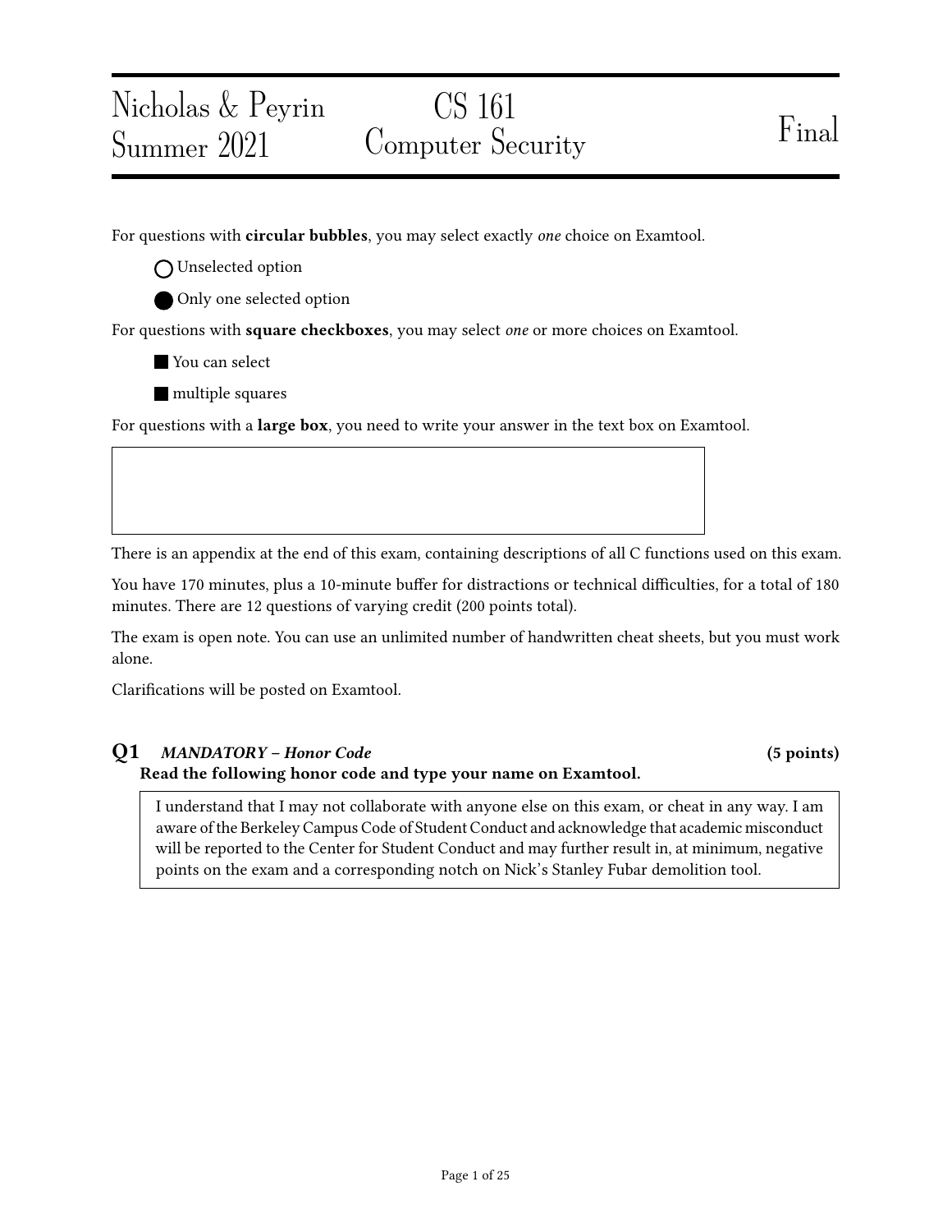# Nicholas & Peyrin — Summer 2021 — CS 161 Computer Security — Final

For questions with **circular bubbles**, you may select exactly *one* choice on Examtool.

◯ Unselected option

⬤ Only one selected option

For questions with **square checkboxes**, you may select *one* or more choices on Examtool.

■ You can select

■ multiple squares

For questions with a **large box**, you need to write your answer in the text box on Examtool.

There is an appendix at the end of this exam, containing descriptions of all C functions used on this exam.

You have 170 minutes, plus a 10-minute buffer for distractions or technical difficulties, for a total of 180 minutes. There are 12 questions of varying credit (200 points total).

The exam is open note. You can use an unlimited number of handwritten cheat sheets, but you must work alone.

Clarifications will be posted on Examtool.

## Q1 *MANDATORY – Honor Code* (5 points)

**Read the following honor code and type your name on Examtool.**

> I understand that I may not collaborate with anyone else on this exam, or cheat in any way. I am aware of the Berkeley Campus Code of Student Conduct and acknowledge that academic misconduct will be reported to the Center for Student Conduct and may further result in, at minimum, negative points on the exam and a corresponding notch on Nick's Stanley Fubar demolition tool.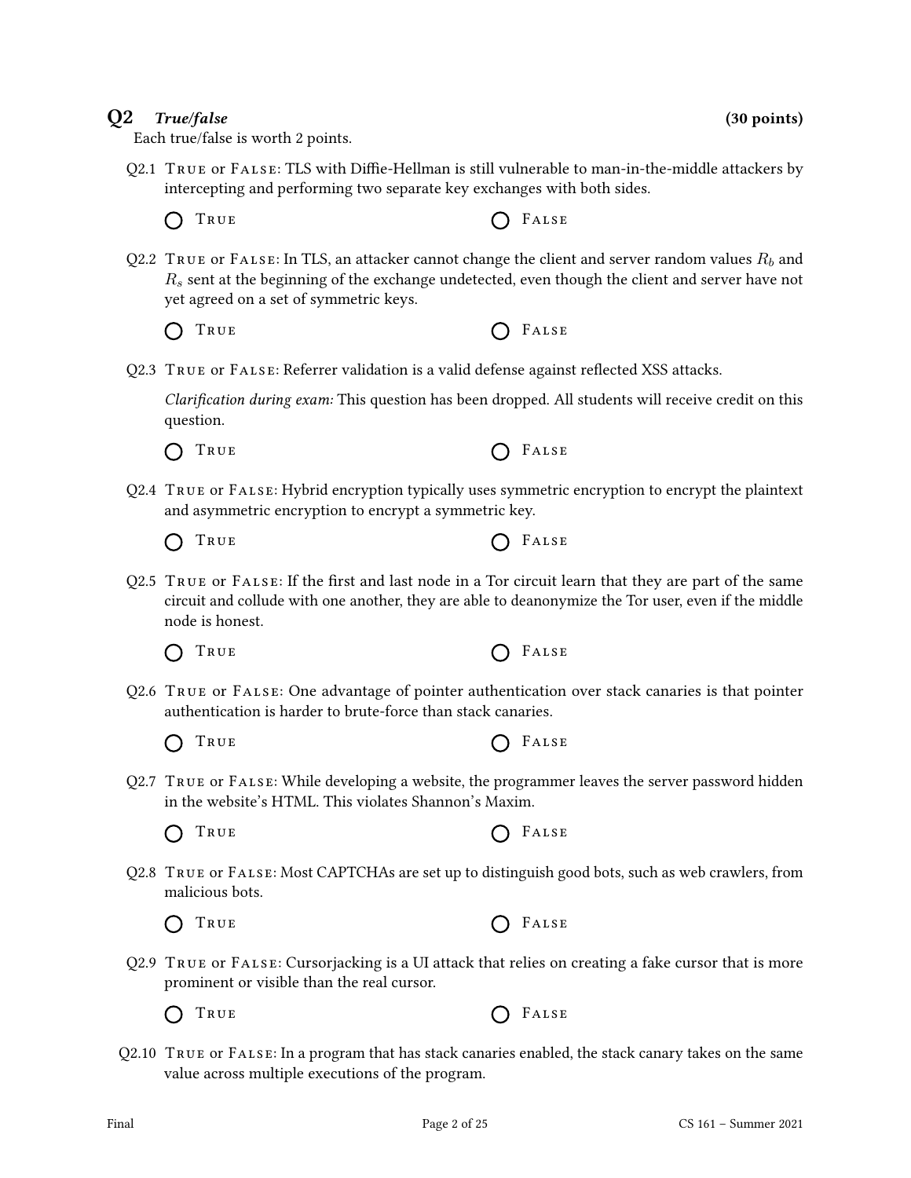## Q2 *True/false* (30 points)

Each true/false is worth 2 points.

Q2.1 True or False: TLS with Diffie-Hellman is still vulnerable to man-in-the-middle attackers by intercepting and performing two separate key exchanges with both sides.

◯ True ◯ False

Q2.2 True or False: In TLS, an attacker cannot change the client and server random values $R_b$ and $R_s$ sent at the beginning of the exchange undetected, even though the client and server have not yet agreed on a set of symmetric keys.

◯ True ◯ False

Q2.3 True or False: Referrer validation is a valid defense against reflected XSS attacks.

*Clarification during exam:* This question has been dropped. All students will receive credit on this question.

◯ True ◯ False

Q2.4 True or False: Hybrid encryption typically uses symmetric encryption to encrypt the plaintext and asymmetric encryption to encrypt a symmetric key.

◯ True ◯ False

Q2.5 True or False: If the first and last node in a Tor circuit learn that they are part of the same circuit and collude with one another, they are able to deanonymize the Tor user, even if the middle node is honest.

◯ True ◯ False

Q2.6 True or False: One advantage of pointer authentication over stack canaries is that pointer authentication is harder to brute-force than stack canaries.

◯ True ◯ False

Q2.7 True or False: While developing a website, the programmer leaves the server password hidden in the website's HTML. This violates Shannon's Maxim.

◯ True ◯ False

Q2.8 True or False: Most CAPTCHAs are set up to distinguish good bots, such as web crawlers, from malicious bots.

◯ True ◯ False

Q2.9 True or False: Cursorjacking is a UI attack that relies on creating a fake cursor that is more prominent or visible than the real cursor.

◯ True ◯ False

Q2.10 True or False: In a program that has stack canaries enabled, the stack canary takes on the same value across multiple executions of the program.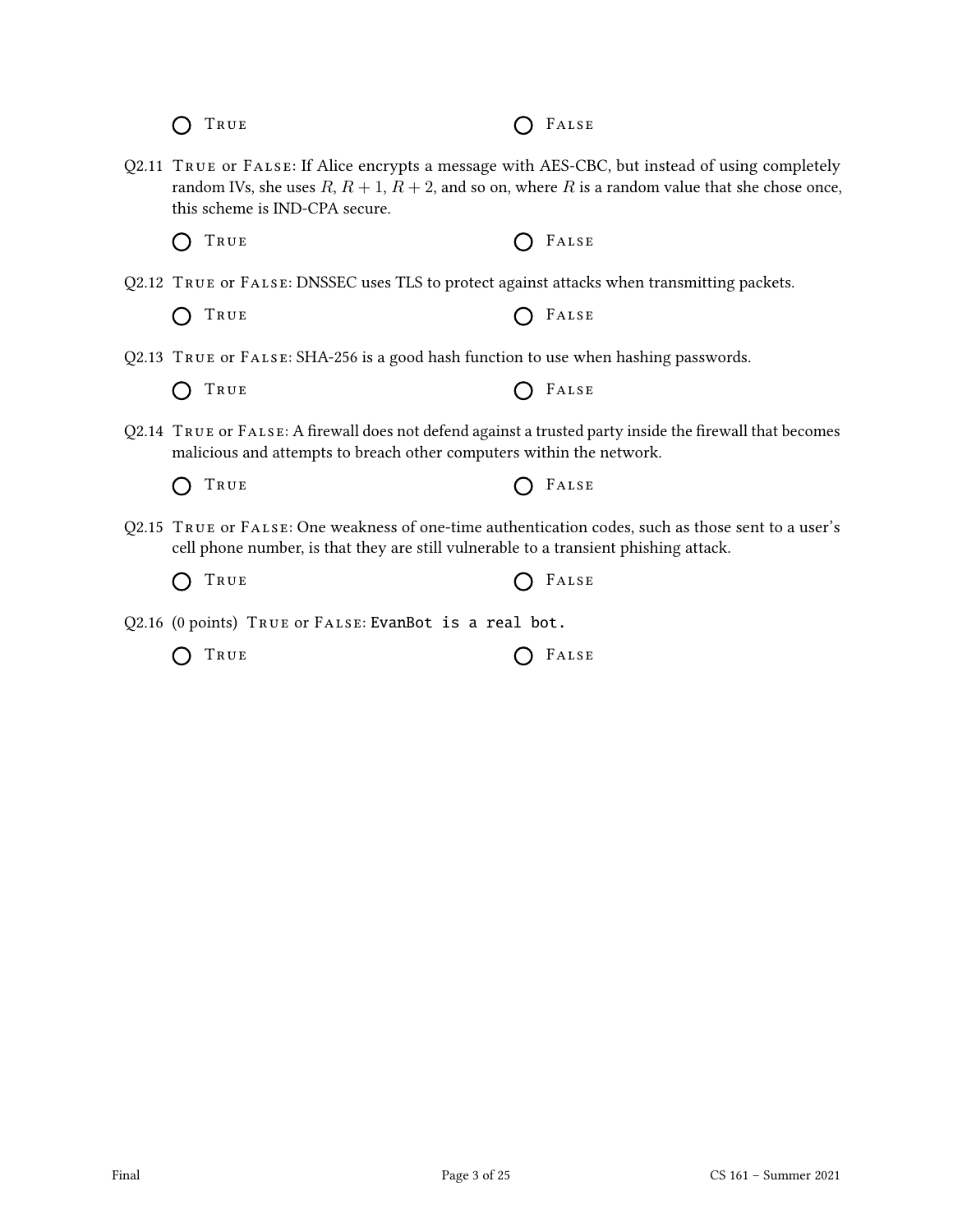○ True ○ False

Q2.11 True or False: If Alice encrypts a message with AES-CBC, but instead of using completely random IVs, she uses $R$, $R+1$, $R+2$, and so on, where $R$ is a random value that she chose once, this scheme is IND-CPA secure.

○ True ○ False

Q2.12 True or False: DNSSEC uses TLS to protect against attacks when transmitting packets.

○ True ○ False

Q2.13 True or False: SHA-256 is a good hash function to use when hashing passwords.

○ True ○ False

Q2.14 True or False: A firewall does not defend against a trusted party inside the firewall that becomes malicious and attempts to breach other computers within the network.

○ True ○ False

Q2.15 True or False: One weakness of one-time authentication codes, such as those sent to a user's cell phone number, is that they are still vulnerable to a transient phishing attack.

○ True ○ False

Q2.16 (0 points) True or False: `EvanBot is a real bot.`

○ True ○ False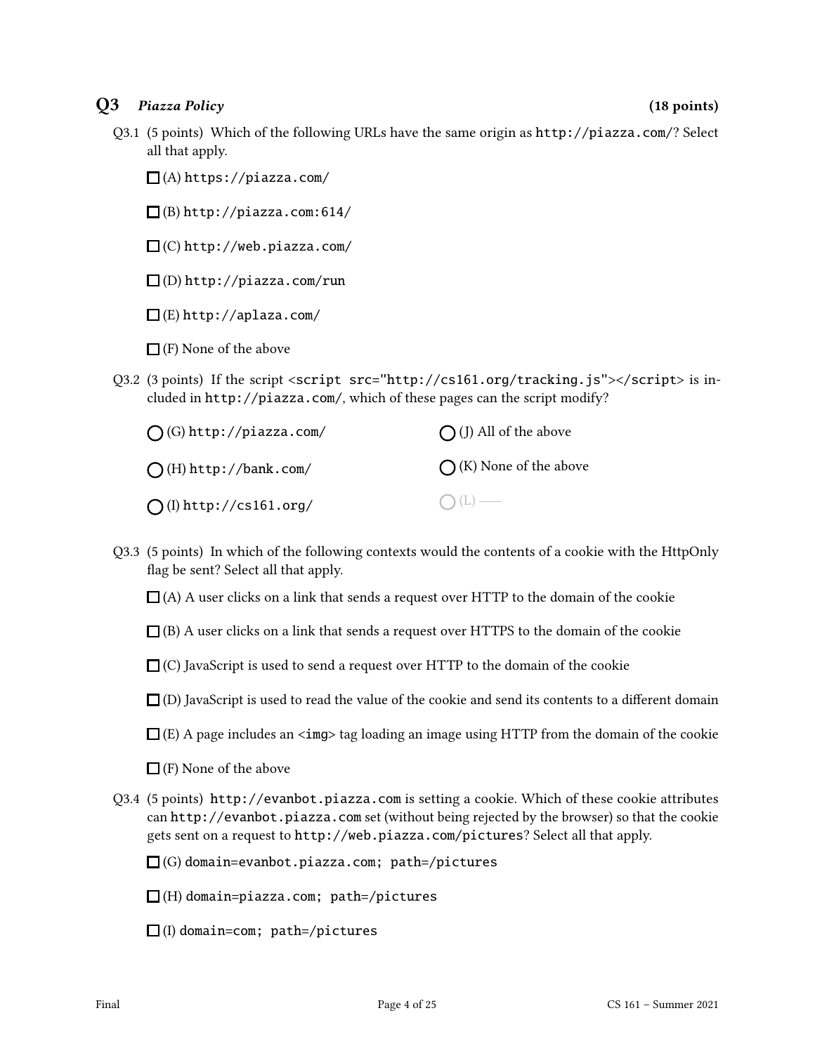## Q3 *Piazza Policy* (18 points)

Q3.1 (5 points) Which of the following URLs have the same origin as `http://piazza.com/`? Select all that apply.

- ☐ (A) `https://piazza.com/`
- ☐ (B) `http://piazza.com:614/`
- ☐ (C) `http://web.piazza.com/`
- ☐ (D) `http://piazza.com/run`
- ☐ (E) `http://aplaza.com/`
- ☐ (F) None of the above

Q3.2 (3 points) If the script `<script src="http://cs161.org/tracking.js"></script>` is included in `http://piazza.com/`, which of these pages can the script modify?

- ◯ (G) `http://piazza.com/`
- ◯ (H) `http://bank.com/`
- ◯ (I) `http://cs161.org/`
- ◯ (J) All of the above
- ◯ (K) None of the above
- ◯ (L) ——

Q3.3 (5 points) In which of the following contexts would the contents of a cookie with the HttpOnly flag be sent? Select all that apply.

- ☐ (A) A user clicks on a link that sends a request over HTTP to the domain of the cookie
- ☐ (B) A user clicks on a link that sends a request over HTTPS to the domain of the cookie
- ☐ (C) JavaScript is used to send a request over HTTP to the domain of the cookie
- ☐ (D) JavaScript is used to read the value of the cookie and send its contents to a different domain
- ☐ (E) A page includes an `<img>` tag loading an image using HTTP from the domain of the cookie
- ☐ (F) None of the above

Q3.4 (5 points) `http://evanbot.piazza.com` is setting a cookie. Which of these cookie attributes can `http://evanbot.piazza.com` set (without being rejected by the browser) so that the cookie gets sent on a request to `http://web.piazza.com/pictures`? Select all that apply.

- ☐ (G) `domain=evanbot.piazza.com; path=/pictures`
- ☐ (H) `domain=piazza.com; path=/pictures`
- ☐ (I) `domain=com; path=/pictures`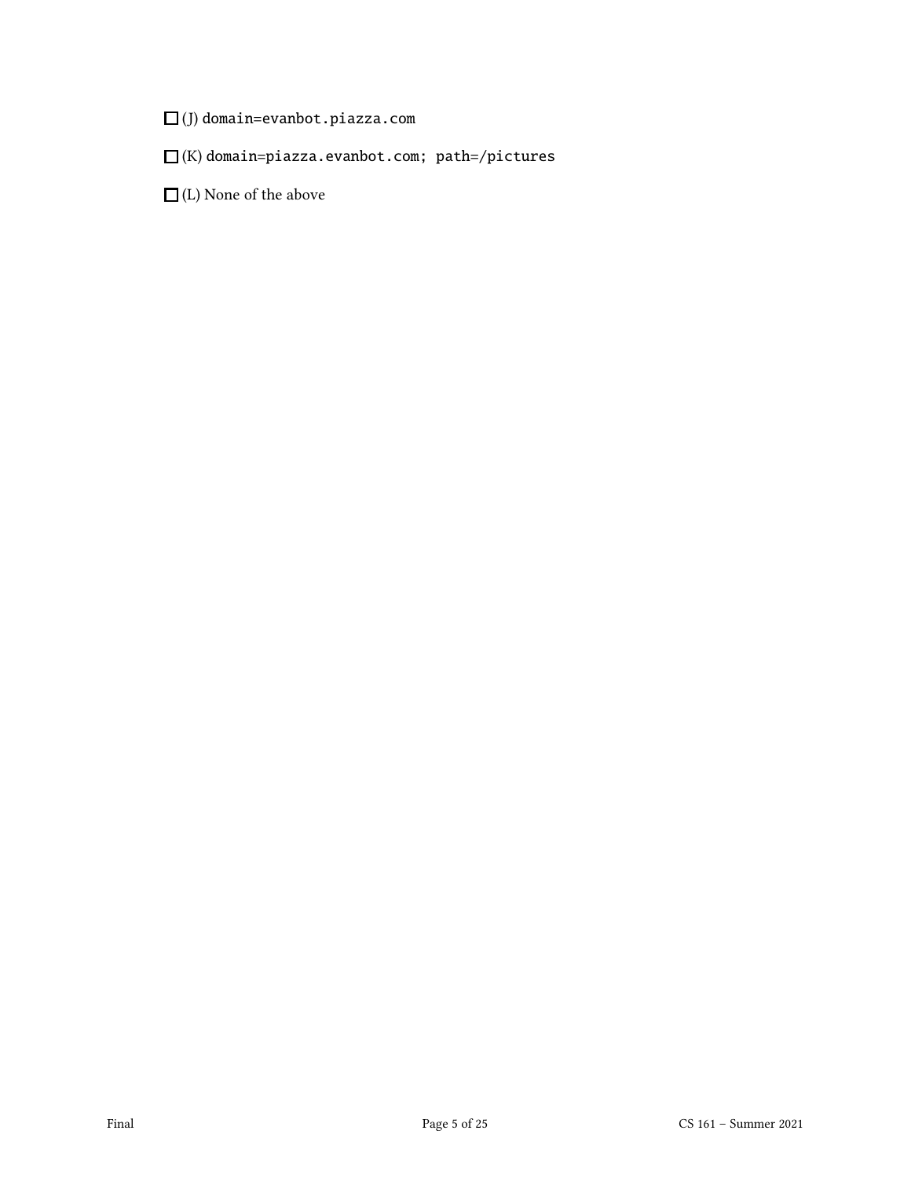☐ (J) `domain=evanbot.piazza.com`

☐ (K) `domain=piazza.evanbot.com; path=/pictures`

☐ (L) None of the above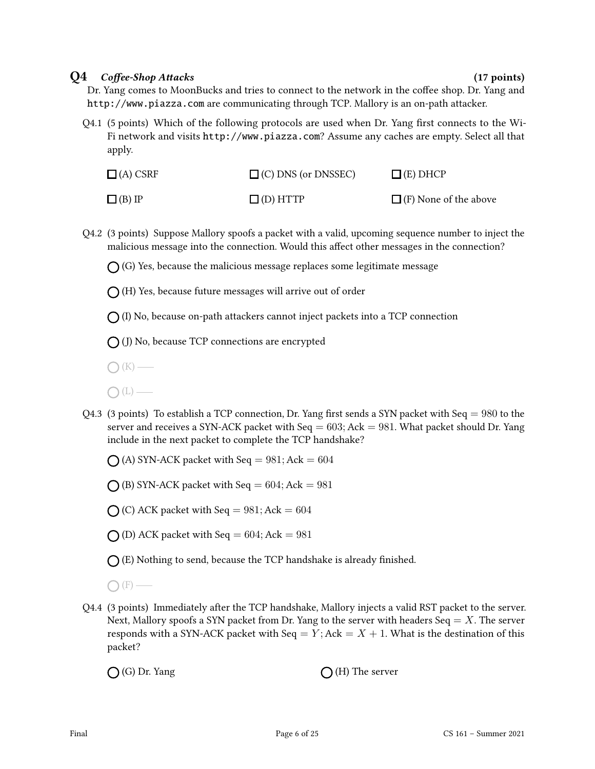## Q4 *Coffee-Shop Attacks* **(17 points)**

Dr. Yang comes to MoonBucks and tries to connect to the network in the coffee shop. Dr. Yang and `http://www.piazza.com` are communicating through TCP. Mallory is an on-path attacker.

Q4.1 (5 points) Which of the following protocols are used when Dr. Yang first connects to the Wi-Fi network and visits `http://www.piazza.com`? Assume any caches are empty. Select all that apply.

- ☐ (A) CSRF
- ☐ (B) IP
- ☐ (C) DNS (or DNSSEC)
- ☐ (D) HTTP
- ☐ (E) DHCP
- ☐ (F) None of the above

Q4.2 (3 points) Suppose Mallory spoofs a packet with a valid, upcoming sequence number to inject the malicious message into the connection. Would this affect other messages in the connection?

- ◯ (G) Yes, because the malicious message replaces some legitimate message
- ◯ (H) Yes, because future messages will arrive out of order
- ◯ (I) No, because on-path attackers cannot inject packets into a TCP connection
- ◯ (J) No, because TCP connections are encrypted
- ◯ (K) ——
- ◯ (L) ——

Q4.3 (3 points) To establish a TCP connection, Dr. Yang first sends a SYN packet with Seq $= 980$ to the server and receives a SYN-ACK packet with Seq $= 603$; Ack $= 981$. What packet should Dr. Yang include in the next packet to complete the TCP handshake?

- ◯ (A) SYN-ACK packet with Seq $= 981$; Ack $= 604$
- ◯ (B) SYN-ACK packet with Seq $= 604$; Ack $= 981$
- ◯ (C) ACK packet with Seq $= 981$; Ack $= 604$
- ◯ (D) ACK packet with Seq $= 604$; Ack $= 981$
- ◯ (E) Nothing to send, because the TCP handshake is already finished.
- ◯ (F) ——

Q4.4 (3 points) Immediately after the TCP handshake, Mallory injects a valid RST packet to the server. Next, Mallory spoofs a SYN packet from Dr. Yang to the server with headers Seq $= X$. The server responds with a SYN-ACK packet with Seq $= Y$; Ack $= X + 1$. What is the destination of this packet?

- ◯ (G) Dr. Yang
- ◯ (H) The server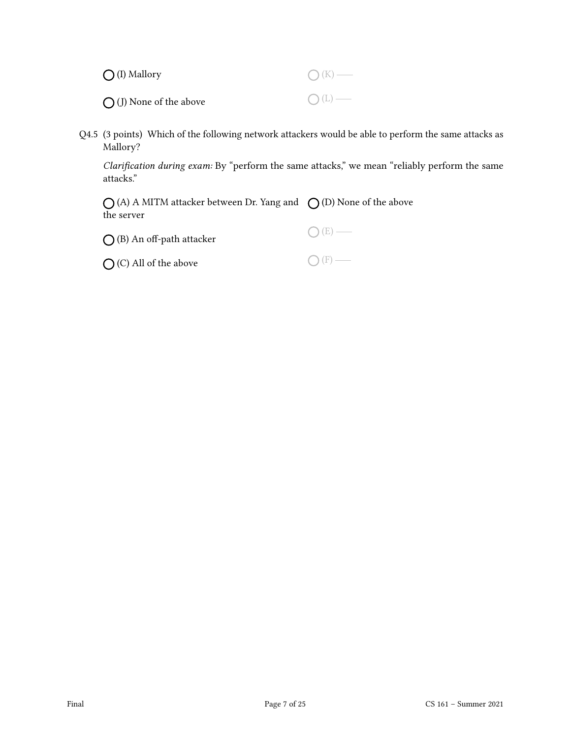○ (I) Mallory

○ (J) None of the above

○ (K) ——

○ (L) ——

Q4.5 (3 points) Which of the following network attackers would be able to perform the same attacks as Mallory?

*Clarification during exam:* By "perform the same attacks," we mean "reliably perform the same attacks."

○ (A) A MITM attacker between Dr. Yang and the server

○ (B) An off-path attacker

○ (C) All of the above

○ (D) None of the above

○ (E) ——

○ (F) ——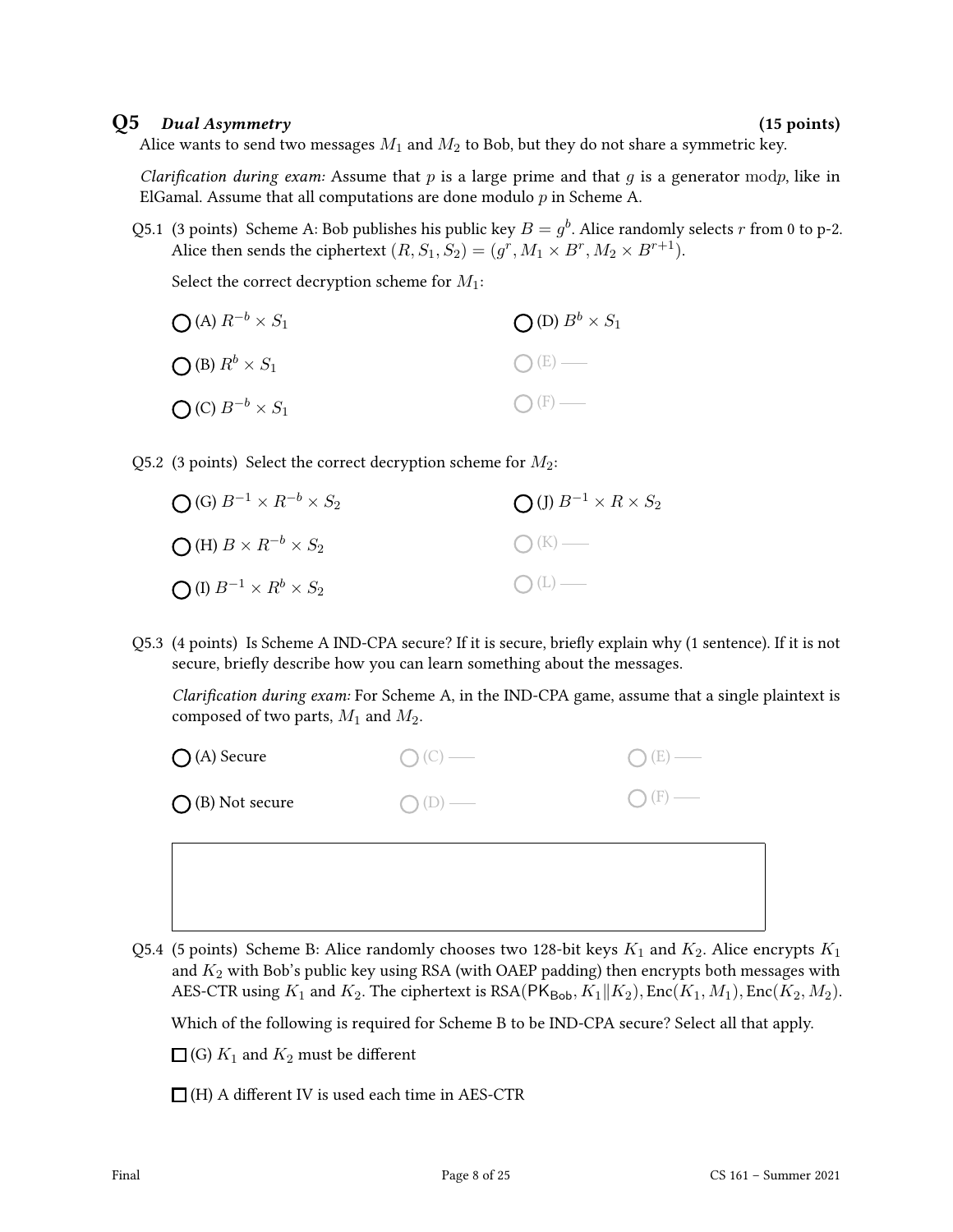## Q5 *Dual Asymmetry* (15 points)

Alice wants to send two messages $M_1$ and $M_2$ to Bob, but they do not share a symmetric key.

*Clarification during exam:* Assume that $p$ is a large prime and that $g$ is a generator $\bmod p$, like in ElGamal. Assume that all computations are done modulo $p$ in Scheme A.

Q5.1 (3 points) Scheme A: Bob publishes his public key $B = g^b$. Alice randomly selects $r$ from 0 to p-2. Alice then sends the ciphertext $(R, S_1, S_2) = (g^r, M_1 \times B^r, M_2 \times B^{r+1})$.

Select the correct decryption scheme for $M_1$:

- ○ (A) $R^{-b} \times S_1$
- ○ (B) $R^b \times S_1$
- ○ (C) $B^{-b} \times S_1$
- ○ (D) $B^b \times S_1$
- ○ (E) —
- ○ (F) —

Q5.2 (3 points) Select the correct decryption scheme for $M_2$:

- ○ (G) $B^{-1} \times R^{-b} \times S_2$
- ○ (H) $B \times R^{-b} \times S_2$
- ○ (I) $B^{-1} \times R^b \times S_2$
- ○ (J) $B^{-1} \times R \times S_2$
- ○ (K) —
- ○ (L) —

Q5.3 (4 points) Is Scheme A IND-CPA secure? If it is secure, briefly explain why (1 sentence). If it is not secure, briefly describe how you can learn something about the messages.

*Clarification during exam:* For Scheme A, in the IND-CPA game, assume that a single plaintext is composed of two parts, $M_1$ and $M_2$.

- ○ (A) Secure
- ○ (B) Not secure
- ○ (C) —
- ○ (D) —
- ○ (E) —
- ○ (F) —

Q5.4 (5 points) Scheme B: Alice randomly chooses two 128-bit keys $K_1$ and $K_2$. Alice encrypts $K_1$ and $K_2$ with Bob's public key using RSA (with OAEP padding) then encrypts both messages with AES-CTR using $K_1$ and $K_2$. The ciphertext is $\text{RSA}(\mathsf{PK}_{\mathsf{Bob}}, K_1 \| K_2), \text{Enc}(K_1, M_1), \text{Enc}(K_2, M_2)$.

Which of the following is required for Scheme B to be IND-CPA secure? Select all that apply.

- □ (G) $K_1$ and $K_2$ must be different
- □ (H) A different IV is used each time in AES-CTR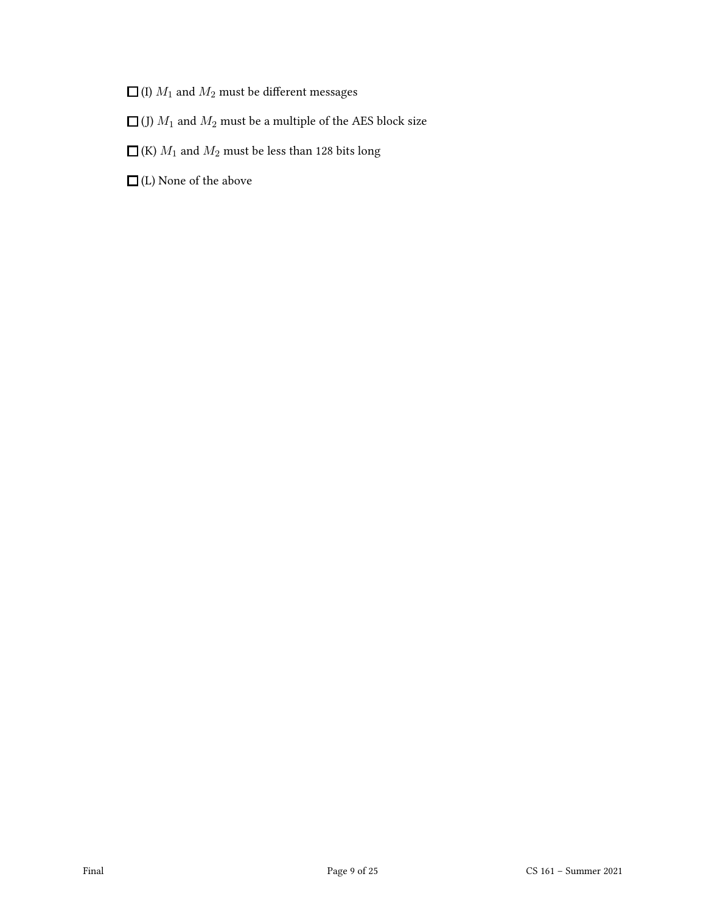☐ (I) $M_1$ and $M_2$ must be different messages

☐ (J) $M_1$ and $M_2$ must be a multiple of the AES block size

☐ (K) $M_1$ and $M_2$ must be less than 128 bits long

☐ (L) None of the above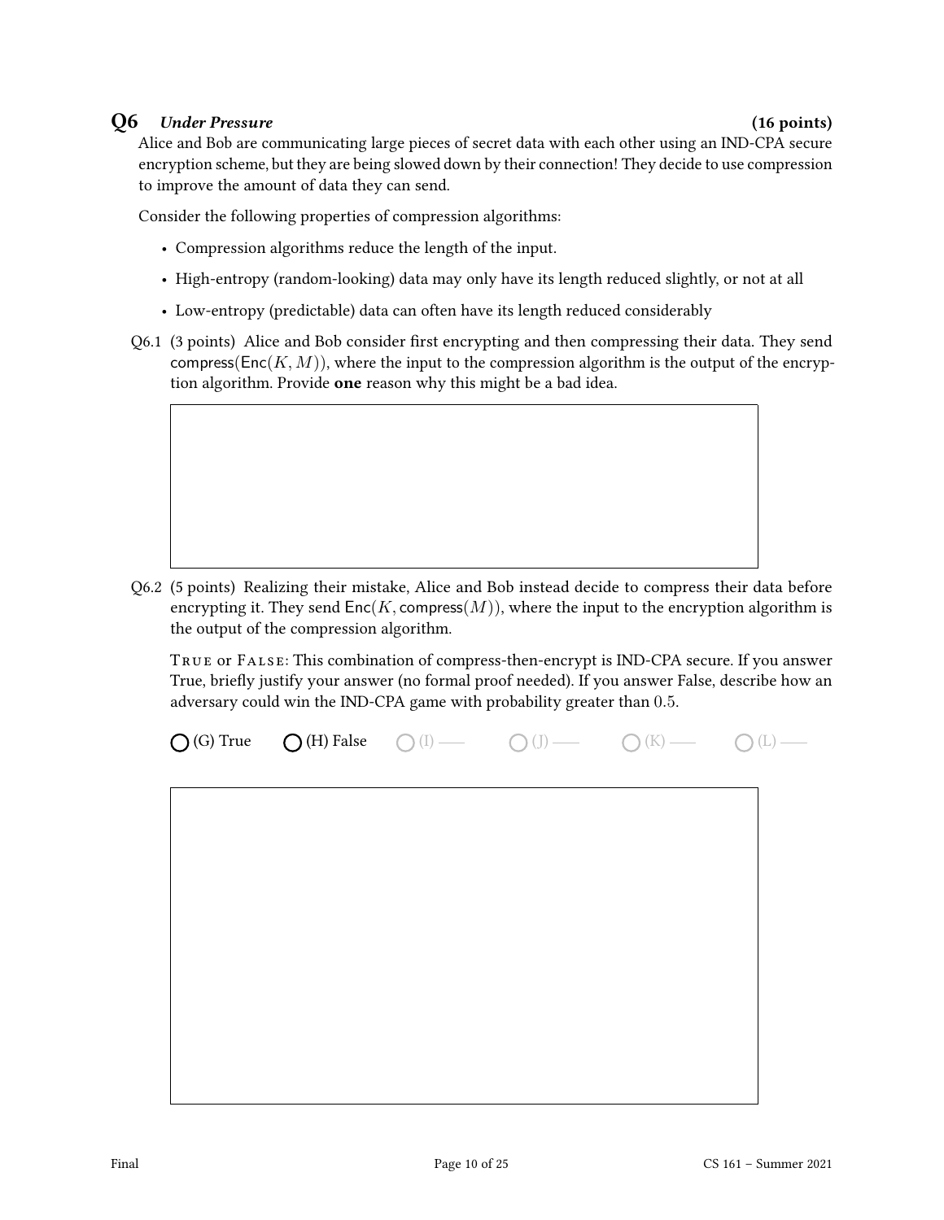## Q6 *Under Pressure* (16 points)

Alice and Bob are communicating large pieces of secret data with each other using an IND-CPA secure encryption scheme, but they are being slowed down by their connection! They decide to use compression to improve the amount of data they can send.

Consider the following properties of compression algorithms:

- Compression algorithms reduce the length of the input.
- High-entropy (random-looking) data may only have its length reduced slightly, or not at all
- Low-entropy (predictable) data can often have its length reduced considerably

Q6.1 (3 points) Alice and Bob consider first encrypting and then compressing their data. They send compress(Enc($K, M$)), where the input to the compression algorithm is the output of the encryption algorithm. Provide **one** reason why this might be a bad idea.

Q6.2 (5 points) Realizing their mistake, Alice and Bob instead decide to compress their data before encrypting it. They send Enc($K$, compress($M$)), where the input to the encryption algorithm is the output of the compression algorithm.

TRUE or FALSE: This combination of compress-then-encrypt is IND-CPA secure. If you answer True, briefly justify your answer (no formal proof needed). If you answer False, describe how an adversary could win the IND-CPA game with probability greater than $0.5$.

◯ (G) True ◯ (H) False ◯ (I) —— ◯ (J) —— ◯ (K) —— ◯ (L) ——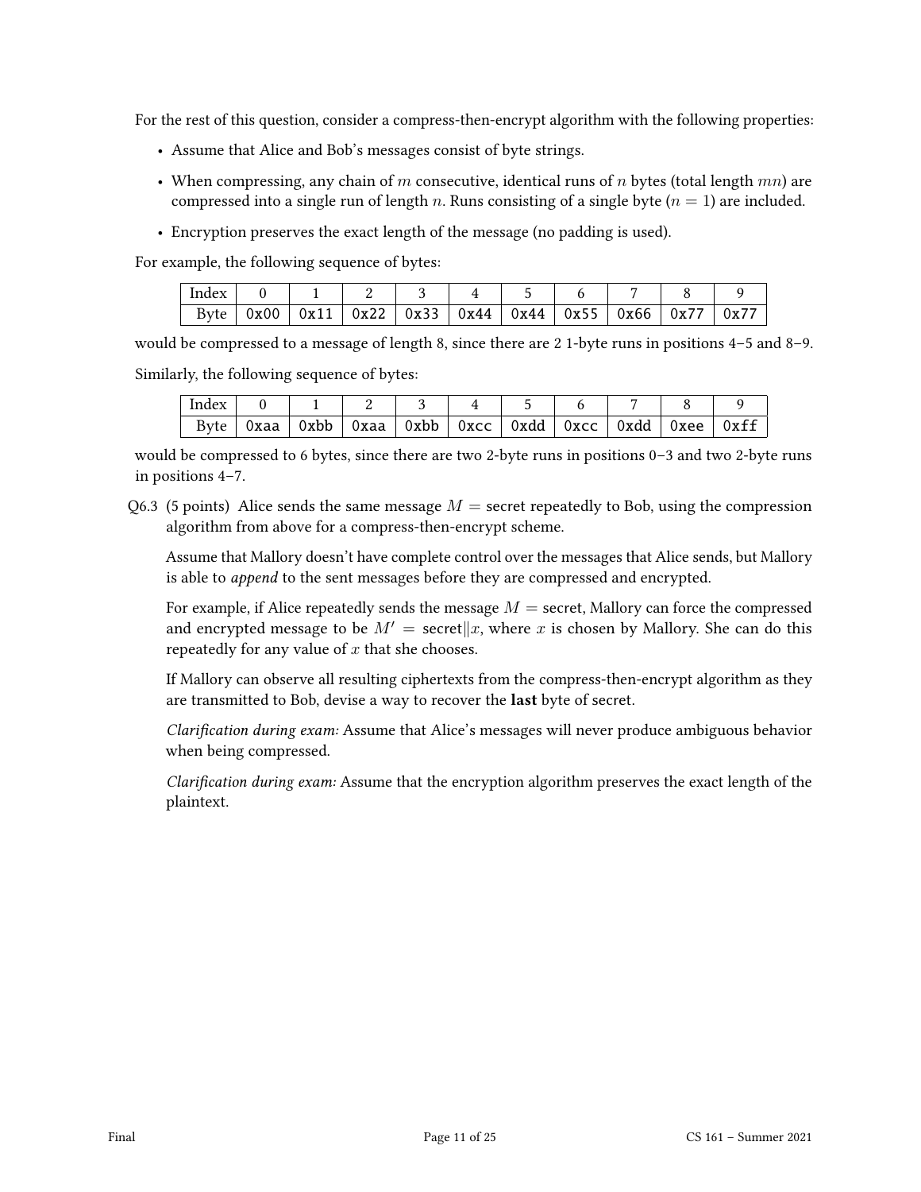For the rest of this question, consider a compress-then-encrypt algorithm with the following properties:

- Assume that Alice and Bob's messages consist of byte strings.
- When compressing, any chain of $m$ consecutive, identical runs of $n$ bytes (total length $mn$) are compressed into a single run of length $n$. Runs consisting of a single byte ($n = 1$) are included.
- Encryption preserves the exact length of the message (no padding is used).

For example, the following sequence of bytes:

| Index | 0 | 1 | 2 | 3 | 4 | 5 | 6 | 7 | 8 | 9 |
|---|---|---|---|---|---|---|---|---|---|---|
| Byte | 0x00 | 0x11 | 0x22 | 0x33 | 0x44 | 0x44 | 0x55 | 0x66 | 0x77 | 0x77 |

would be compressed to a message of length 8, since there are 2 1-byte runs in positions 4–5 and 8–9.

Similarly, the following sequence of bytes:

| Index | 0 | 1 | 2 | 3 | 4 | 5 | 6 | 7 | 8 | 9 |
|---|---|---|---|---|---|---|---|---|---|---|
| Byte | 0xaa | 0xbb | 0xaa | 0xbb | 0xcc | 0xdd | 0xcc | 0xdd | 0xee | 0xff |

would be compressed to 6 bytes, since there are two 2-byte runs in positions 0–3 and two 2-byte runs in positions 4–7.

Q6.3 (5 points) Alice sends the same message $M$ = secret repeatedly to Bob, using the compression algorithm from above for a compress-then-encrypt scheme.

Assume that Mallory doesn't have complete control over the messages that Alice sends, but Mallory is able to *append* to the sent messages before they are compressed and encrypted.

For example, if Alice repeatedly sends the message $M$ = secret, Mallory can force the compressed and encrypted message to be $M' = \text{secret} \| x$, where $x$ is chosen by Mallory. She can do this repeatedly for any value of $x$ that she chooses.

If Mallory can observe all resulting ciphertexts from the compress-then-encrypt algorithm as they are transmitted to Bob, devise a way to recover the **last** byte of secret.

*Clarification during exam:* Assume that Alice's messages will never produce ambiguous behavior when being compressed.

*Clarification during exam:* Assume that the encryption algorithm preserves the exact length of the plaintext.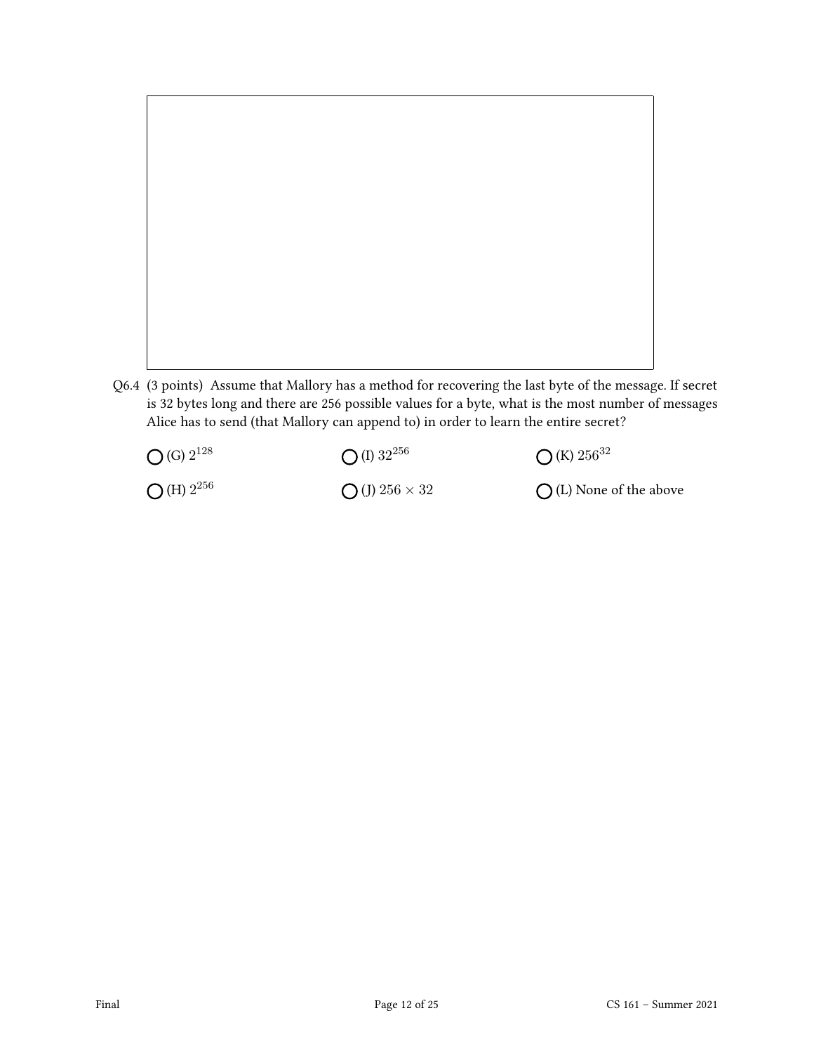Q6.4 (3 points) Assume that Mallory has a method for recovering the last byte of the message. If secret is 32 bytes long and there are 256 possible values for a byte, what is the most number of messages Alice has to send (that Mallory can append to) in order to learn the entire secret?

◯ (G) $2^{128}$

◯ (H) $2^{256}$

◯ (I) $32^{256}$

◯ (J) $256 \times 32$

◯ (K) $256^{32}$

◯ (L) None of the above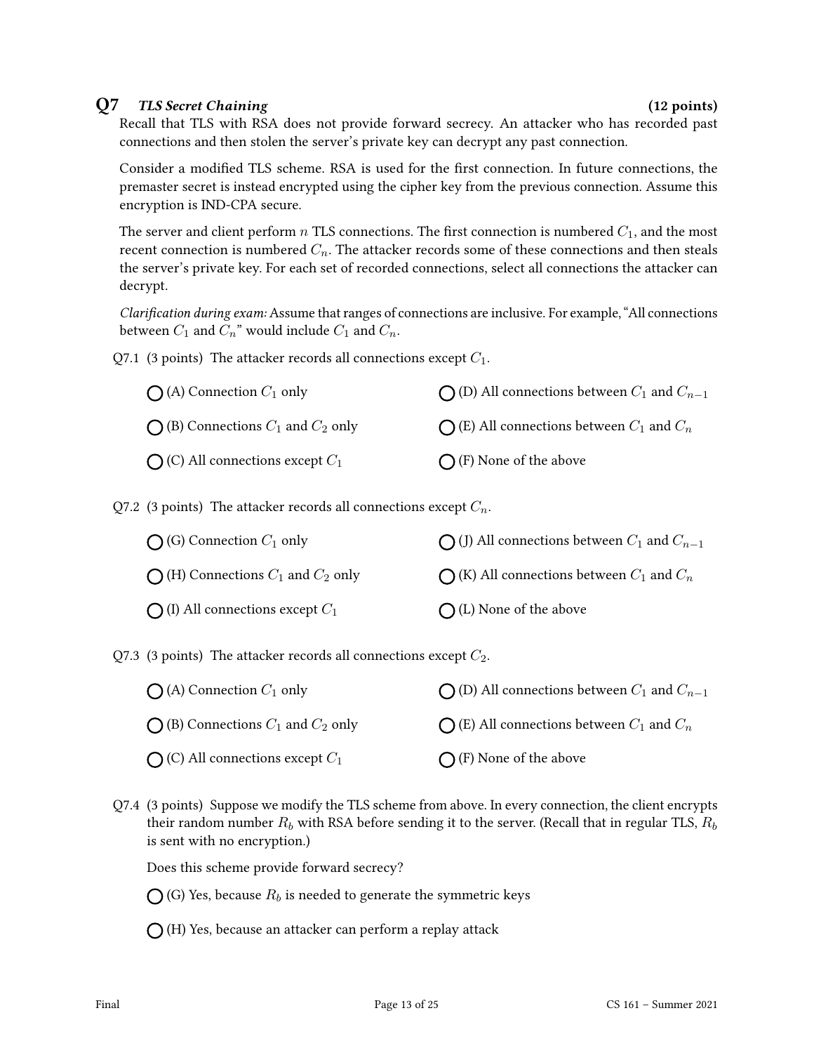## Q7 *TLS Secret Chaining* (12 points)

Recall that TLS with RSA does not provide forward secrecy. An attacker who has recorded past connections and then stolen the server's private key can decrypt any past connection.

Consider a modified TLS scheme. RSA is used for the first connection. In future connections, the premaster secret is instead encrypted using the cipher key from the previous connection. Assume this encryption is IND-CPA secure.

The server and client perform $n$ TLS connections. The first connection is numbered $C_1$, and the most recent connection is numbered $C_n$. The attacker records some of these connections and then steals the server's private key. For each set of recorded connections, select all connections the attacker can decrypt.

*Clarification during exam:* Assume that ranges of connections are inclusive. For example, "All connections between $C_1$ and $C_n$" would include $C_1$ and $C_n$.

Q7.1 (3 points) The attacker records all connections except $C_1$.

- ◯ (A) Connection $C_1$ only
- ◯ (B) Connections $C_1$ and $C_2$ only
- ◯ (C) All connections except $C_1$
- ◯ (D) All connections between $C_1$ and $C_{n-1}$
- ◯ (E) All connections between $C_1$ and $C_n$
- ◯ (F) None of the above

Q7.2 (3 points) The attacker records all connections except $C_n$.

- ◯ (G) Connection $C_1$ only
- ◯ (H) Connections $C_1$ and $C_2$ only
- ◯ (I) All connections except $C_1$
- ◯ (J) All connections between $C_1$ and $C_{n-1}$
- ◯ (K) All connections between $C_1$ and $C_n$
- ◯ (L) None of the above

Q7.3 (3 points) The attacker records all connections except $C_2$.

- ◯ (A) Connection $C_1$ only
- ◯ (B) Connections $C_1$ and $C_2$ only
- ◯ (C) All connections except $C_1$
- ◯ (D) All connections between $C_1$ and $C_{n-1}$
- ◯ (E) All connections between $C_1$ and $C_n$
- ◯ (F) None of the above

Q7.4 (3 points) Suppose we modify the TLS scheme from above. In every connection, the client encrypts their random number $R_b$ with RSA before sending it to the server. (Recall that in regular TLS, $R_b$ is sent with no encryption.)

Does this scheme provide forward secrecy?

- ◯ (G) Yes, because $R_b$ is needed to generate the symmetric keys
- ◯ (H) Yes, because an attacker can perform a replay attack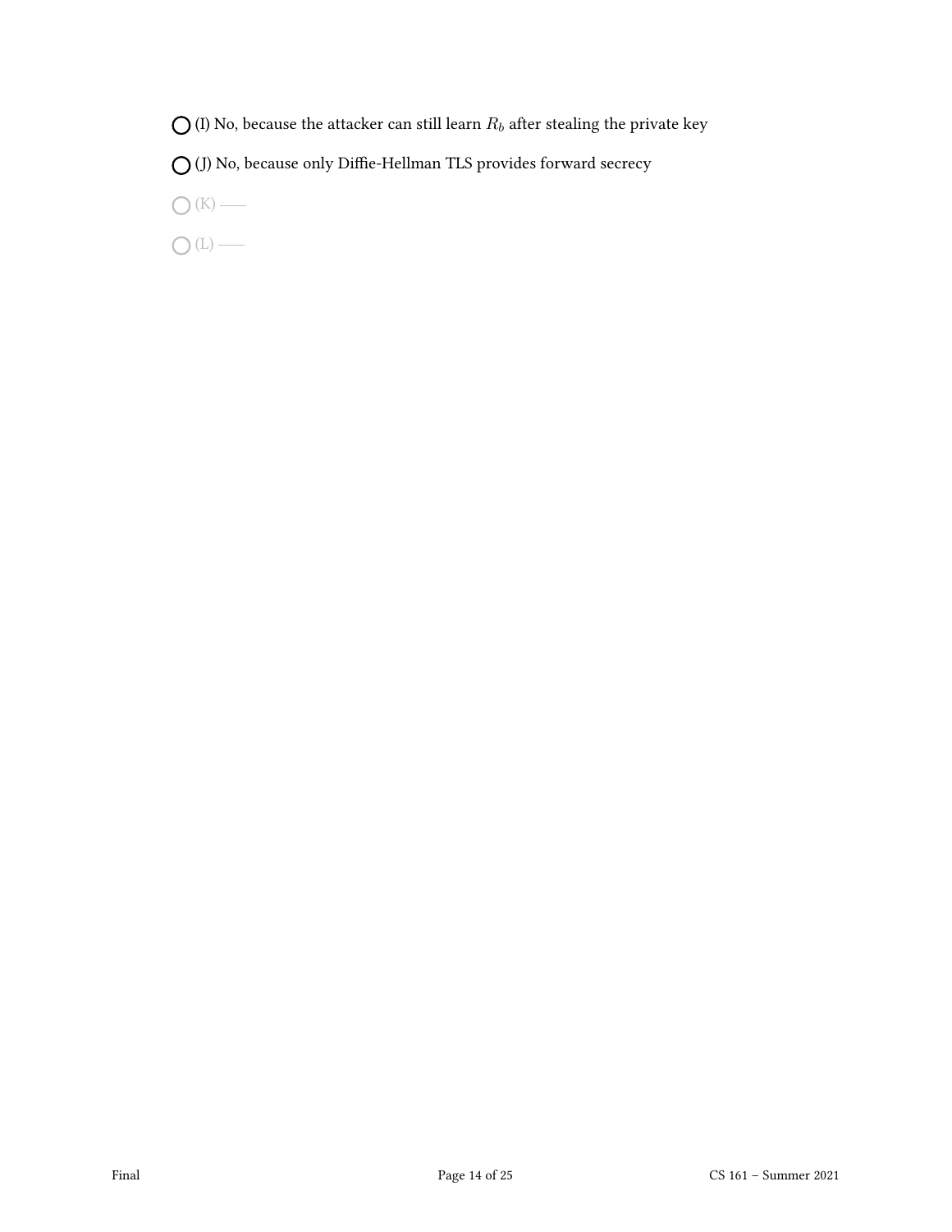◯ (I) No, because the attacker can still learn $R_b$ after stealing the private key

◯ (J) No, because only Diffie-Hellman TLS provides forward secrecy

◯ (K) ——

◯ (L) ——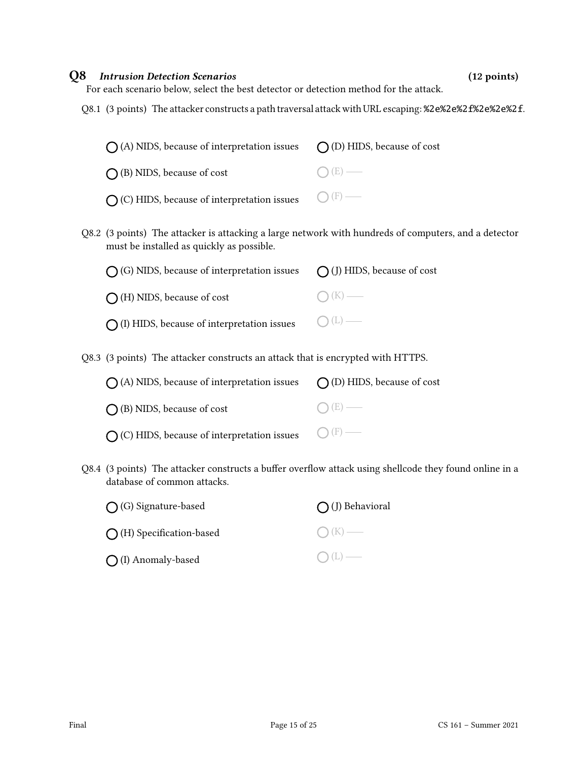## Q8 *Intrusion Detection Scenarios* (12 points)

For each scenario below, select the best detector or detection method for the attack.

Q8.1 (3 points) The attacker constructs a path traversal attack with URL escaping: `%2e%2e%2f%2e%2e%2f`.

- ○ (A) NIDS, because of interpretation issues
- ○ (B) NIDS, because of cost
- ○ (C) HIDS, because of interpretation issues
- ○ (D) HIDS, because of cost
- ○ (E) —
- ○ (F) —

Q8.2 (3 points) The attacker is attacking a large network with hundreds of computers, and a detector must be installed as quickly as possible.

- ○ (G) NIDS, because of interpretation issues
- ○ (H) NIDS, because of cost
- ○ (I) HIDS, because of interpretation issues
- ○ (J) HIDS, because of cost
- ○ (K) —
- ○ (L) —

Q8.3 (3 points) The attacker constructs an attack that is encrypted with HTTPS.

- ○ (A) NIDS, because of interpretation issues
- ○ (B) NIDS, because of cost
- ○ (C) HIDS, because of interpretation issues
- ○ (D) HIDS, because of cost
- ○ (E) —
- ○ (F) —

Q8.4 (3 points) The attacker constructs a buffer overflow attack using shellcode they found online in a database of common attacks.

- ○ (G) Signature-based
- ○ (H) Specification-based
- ○ (I) Anomaly-based
- ○ (J) Behavioral
- ○ (K) —
- ○ (L) —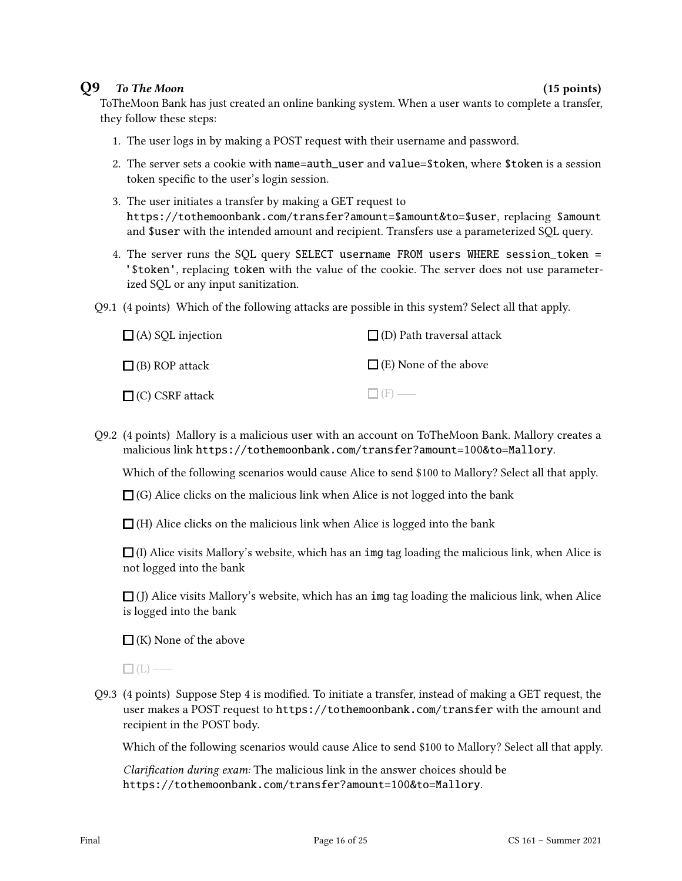## Q9 *To The Moon* (15 points)

ToTheMoon Bank has just created an online banking system. When a user wants to complete a transfer, they follow these steps:

1. The user logs in by making a POST request with their username and password.
2. The server sets a cookie with `name=auth_user` and `value=$token`, where `$token` is a session token specific to the user's login session.
3. The user initiates a transfer by making a GET request to `https://tothemoonbank.com/transfer?amount=$amount&to=$user`, replacing `$amount` and `$user` with the intended amount and recipient. Transfers use a parameterized SQL query.
4. The server runs the SQL query `SELECT username FROM users WHERE session_token = '$token'`, replacing `token` with the value of the cookie. The server does not use parameterized SQL or any input sanitization.

Q9.1 (4 points) Which of the following attacks are possible in this system? Select all that apply.

- ☐ (A) SQL injection
- ☐ (B) ROP attack
- ☐ (C) CSRF attack
- ☐ (D) Path traversal attack
- ☐ (E) None of the above
- ☐ (F) —

Q9.2 (4 points) Mallory is a malicious user with an account on ToTheMoon Bank. Mallory creates a malicious link `https://tothemoonbank.com/transfer?amount=100&to=Mallory`.

Which of the following scenarios would cause Alice to send $100 to Mallory? Select all that apply.

- ☐ (G) Alice clicks on the malicious link when Alice is not logged into the bank
- ☐ (H) Alice clicks on the malicious link when Alice is logged into the bank
- ☐ (I) Alice visits Mallory's website, which has an `img` tag loading the malicious link, when Alice is not logged into the bank
- ☐ (J) Alice visits Mallory's website, which has an `img` tag loading the malicious link, when Alice is logged into the bank
- ☐ (K) None of the above
- ☐ (L) —

Q9.3 (4 points) Suppose Step 4 is modified. To initiate a transfer, instead of making a GET request, the user makes a POST request to `https://tothemoonbank.com/transfer` with the amount and recipient in the POST body.

Which of the following scenarios would cause Alice to send $100 to Mallory? Select all that apply.

*Clarification during exam:* The malicious link in the answer choices should be `https://tothemoonbank.com/transfer?amount=100&to=Mallory`.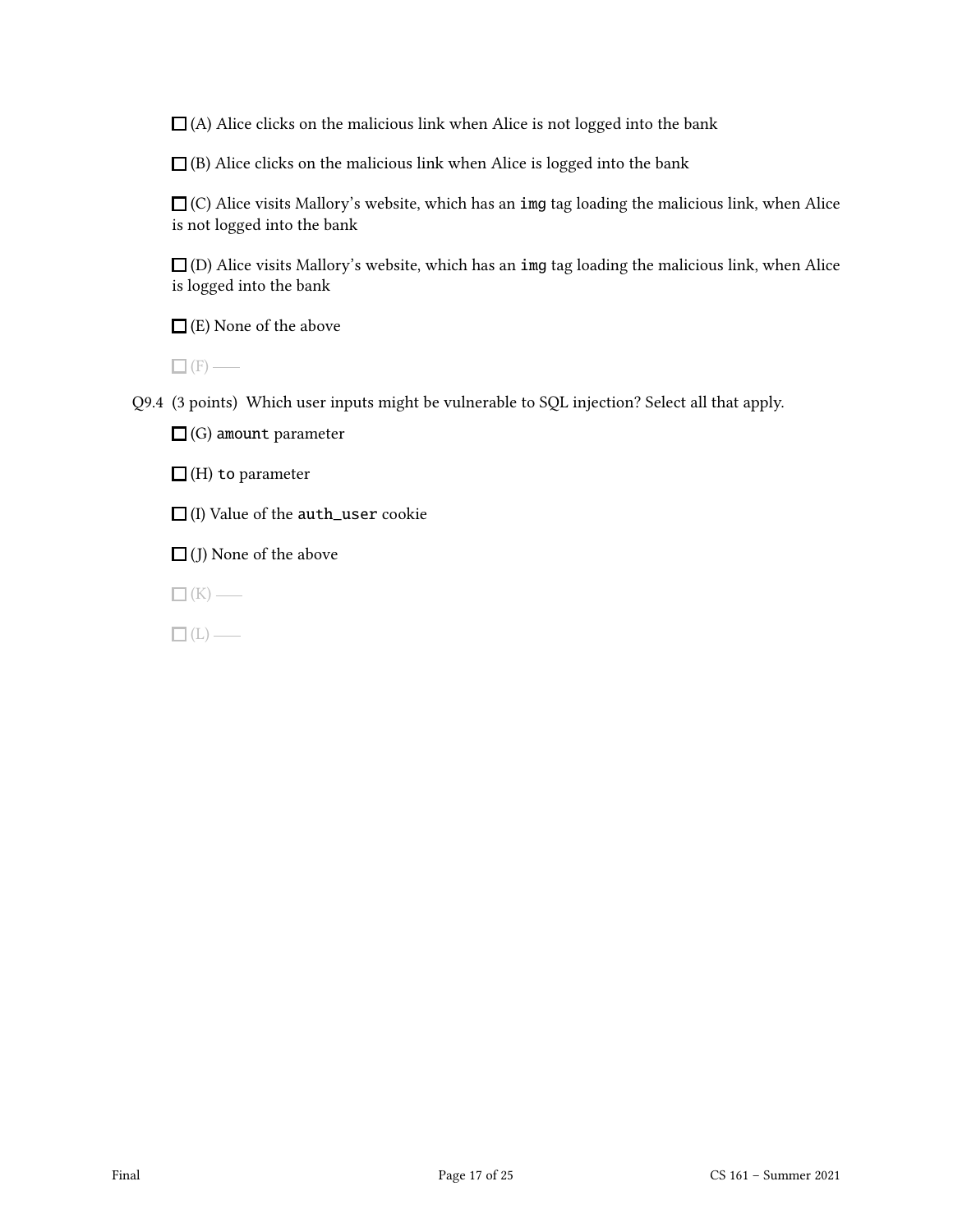☐ (A) Alice clicks on the malicious link when Alice is not logged into the bank

☐ (B) Alice clicks on the malicious link when Alice is logged into the bank

☐ (C) Alice visits Mallory's website, which has an `img` tag loading the malicious link, when Alice is not logged into the bank

☐ (D) Alice visits Mallory's website, which has an `img` tag loading the malicious link, when Alice is logged into the bank

☐ (E) None of the above

☐ (F) ——

Q9.4 (3 points) Which user inputs might be vulnerable to SQL injection? Select all that apply.

☐ (G) `amount` parameter

☐ (H) `to` parameter

☐ (I) Value of the `auth_user` cookie

☐ (J) None of the above

☐ (K) ——

☐ (L) ——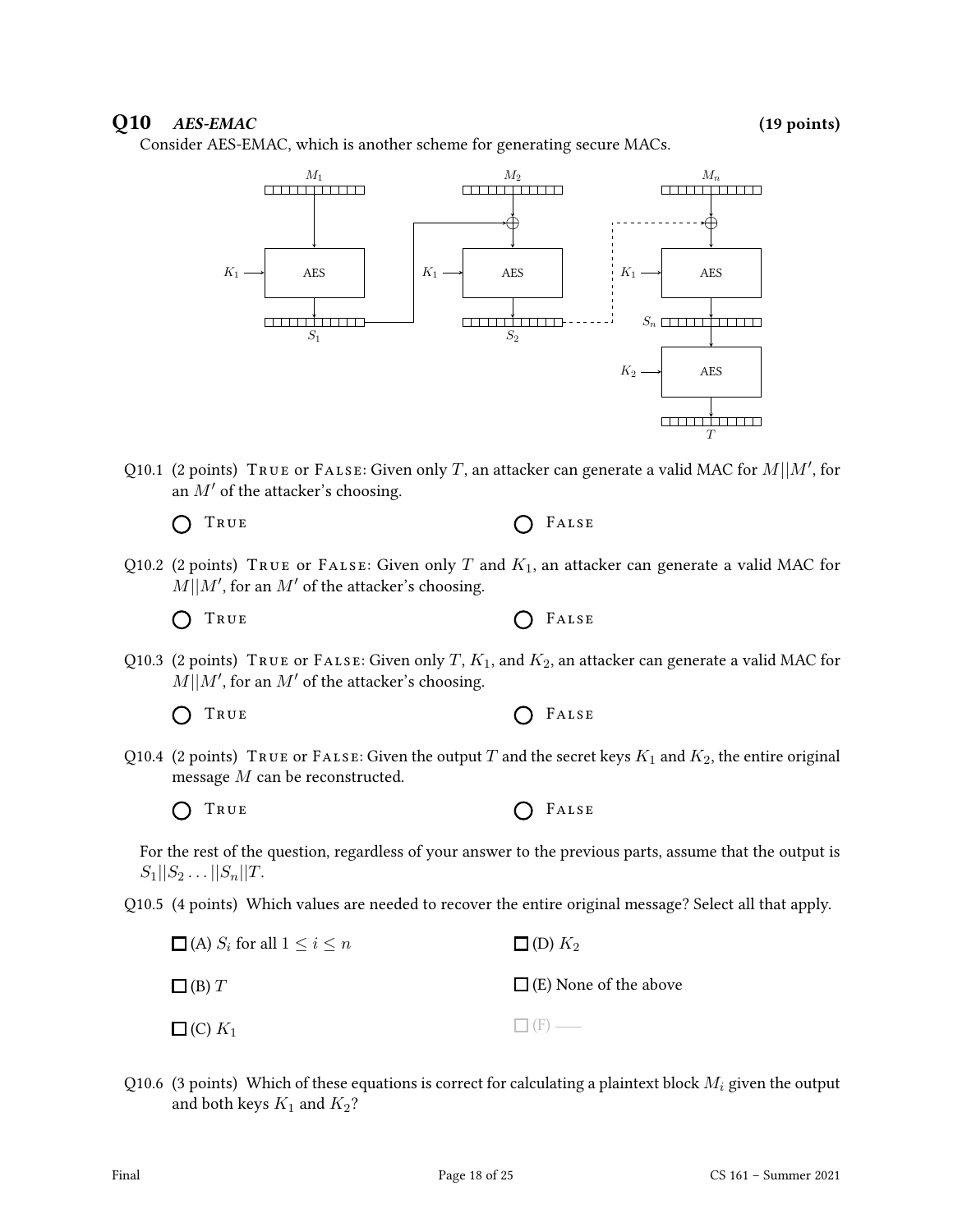## Q10 *AES-EMAC* (19 points)

Consider AES-EMAC, which is another scheme for generating secure MACs.

Q10.1 (2 points) TRUE or FALSE: Given only $T$, an attacker can generate a valid MAC for $M||M'$, for an $M'$ of the attacker's choosing.

◯ TRUE ◯ FALSE

Q10.2 (2 points) TRUE or FALSE: Given only $T$ and $K_1$, an attacker can generate a valid MAC for $M||M'$, for an $M'$ of the attacker's choosing.

◯ TRUE ◯ FALSE

Q10.3 (2 points) TRUE or FALSE: Given only $T$, $K_1$, and $K_2$, an attacker can generate a valid MAC for $M||M'$, for an $M'$ of the attacker's choosing.

◯ TRUE ◯ FALSE

Q10.4 (2 points) TRUE or FALSE: Given the output $T$ and the secret keys $K_1$ and $K_2$, the entire original message $M$ can be reconstructed.

◯ TRUE ◯ FALSE

For the rest of the question, regardless of your answer to the previous parts, assume that the output is $S_1||S_2 \ldots ||S_n||T$.

Q10.5 (4 points) Which values are needed to recover the entire original message? Select all that apply.

☐ (A) $S_i$ for all $1 \leq i \leq n$

☐ (B) $T$

☐ (C) $K_1$

☐ (D) $K_2$

☐ (E) None of the above

☐ (F) ——

Q10.6 (3 points) Which of these equations is correct for calculating a plaintext block $M_i$ given the output and both keys $K_1$ and $K_2$?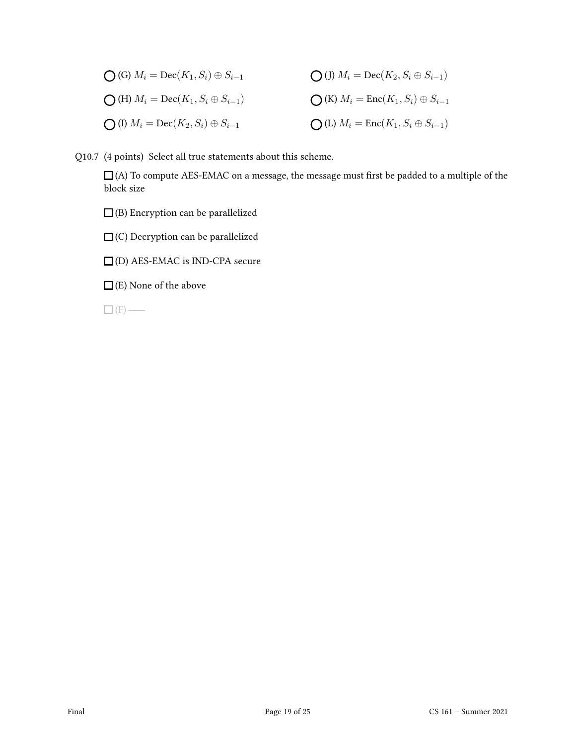- ◯ (G) $M_i = \text{Dec}(K_1, S_i) \oplus S_{i-1}$
- ◯ (H) $M_i = \text{Dec}(K_1, S_i \oplus S_{i-1})$
- ◯ (I) $M_i = \text{Dec}(K_2, S_i) \oplus S_{i-1}$
- ◯ (J) $M_i = \text{Dec}(K_2, S_i \oplus S_{i-1})$
- ◯ (K) $M_i = \text{Enc}(K_1, S_i) \oplus S_{i-1}$
- ◯ (L) $M_i = \text{Enc}(K_1, S_i \oplus S_{i-1})$

Q10.7 (4 points) Select all true statements about this scheme.

☐ (A) To compute AES-EMAC on a message, the message must first be padded to a multiple of the block size

☐ (B) Encryption can be parallelized

☐ (C) Decryption can be parallelized

☐ (D) AES-EMAC is IND-CPA secure

☐ (E) None of the above

☐ (F) ——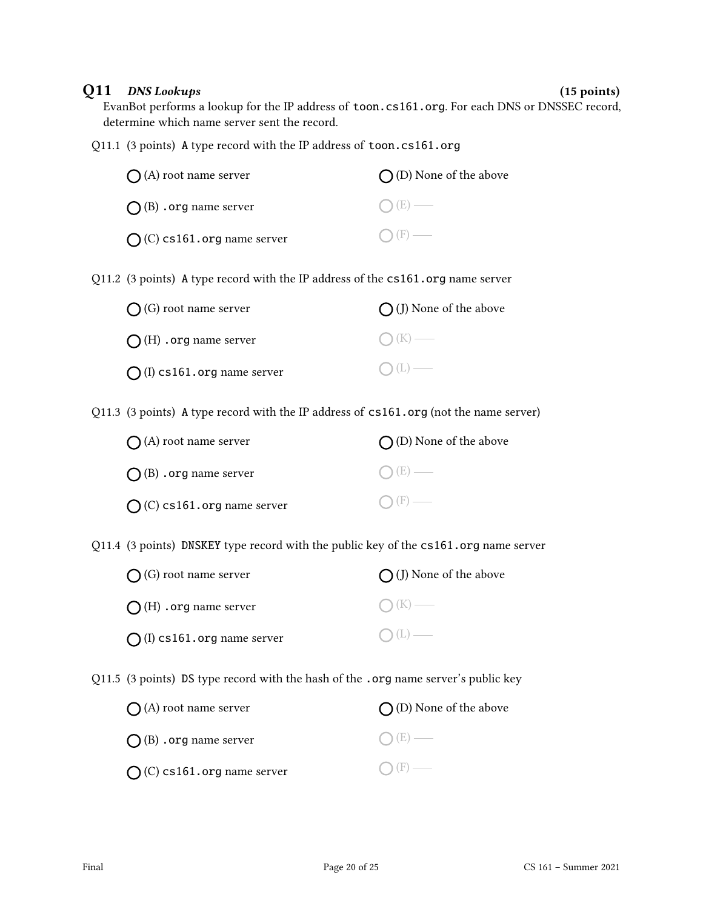## Q11 *DNS Lookups* (15 points)

EvanBot performs a lookup for the IP address of `toon.cs161.org`. For each DNS or DNSSEC record, determine which name server sent the record.

Q11.1 (3 points) `A` type record with the IP address of `toon.cs161.org`

- ◯ (A) root name server
- ◯ (B) `.org` name server
- ◯ (C) `cs161.org` name server
- ◯ (D) None of the above
- ◯ (E) ——
- ◯ (F) ——

Q11.2 (3 points) `A` type record with the IP address of the `cs161.org` name server

- ◯ (G) root name server
- ◯ (H) `.org` name server
- ◯ (I) `cs161.org` name server
- ◯ (J) None of the above
- ◯ (K) ——
- ◯ (L) ——

Q11.3 (3 points) `A` type record with the IP address of `cs161.org` (not the name server)

- ◯ (A) root name server
- ◯ (B) `.org` name server
- ◯ (C) `cs161.org` name server
- ◯ (D) None of the above
- ◯ (E) ——
- ◯ (F) ——

Q11.4 (3 points) `DNSKEY` type record with the public key of the `cs161.org` name server

- ◯ (G) root name server
- ◯ (H) `.org` name server
- ◯ (I) `cs161.org` name server
- ◯ (J) None of the above
- ◯ (K) ——
- ◯ (L) ——

Q11.5 (3 points) `DS` type record with the hash of the `.org` name server's public key

- ◯ (A) root name server
- ◯ (B) `.org` name server
- ◯ (C) `cs161.org` name server
- ◯ (D) None of the above
- ◯ (E) ——
- ◯ (F) ——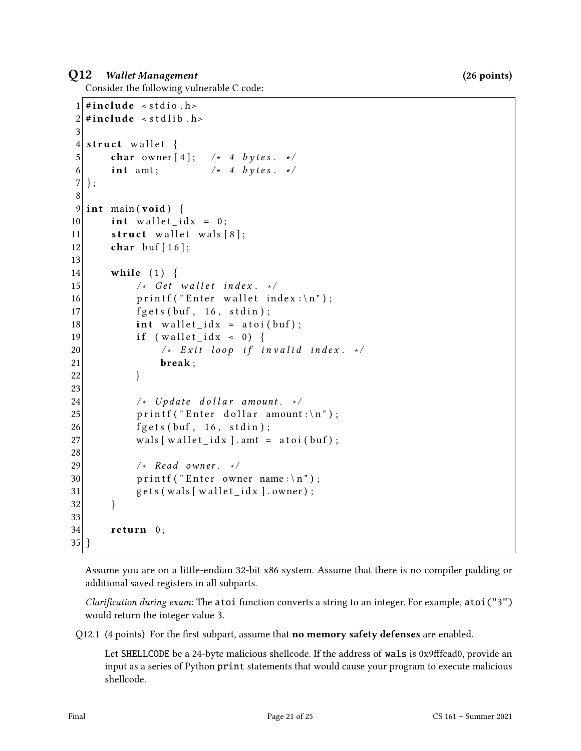## Q12 *Wallet Management* (26 points)

Consider the following vulnerable C code:

```
1  #include <stdio.h>
2  #include <stdlib.h>
3
4  struct wallet {
5      char owner[4];   /* 4 bytes. */
6      int amt;         /* 4 bytes. */
7  };
8
9  int main(void) {
10     int wallet_idx = 0;
11     struct wallet wals[8];
12     char buf[16];
13
14     while (1) {
15         /* Get wallet index. */
16         printf("Enter wallet index:\n");
17         fgets(buf, 16, stdin);
18         int wallet_idx = atoi(buf);
19         if (wallet_idx < 0) {
20             /* Exit loop if invalid index. */
21             break;
22         }
23
24         /* Update dollar amount. */
25         printf("Enter dollar amount:\n");
26         fgets(buf, 16, stdin);
27         wals[wallet_idx].amt = atoi(buf);
28
29         /* Read owner. */
30         printf("Enter owner name:\n");
31         gets(wals[wallet_idx].owner);
32     }
33
34     return 0;
35 }
```

Assume you are on a little-endian 32-bit x86 system. Assume that there is no compiler padding or additional saved registers in all subparts.

*Clarification during exam:* The `atoi` function converts a string to an integer. For example, `atoi("3")` would return the integer value 3.

Q12.1 (4 points) For the first subpart, assume that **no memory safety defenses** are enabled.

Let `SHELLCODE` be a 24-byte malicious shellcode. If the address of `wals` is 0x9fffcad0, provide an input as a series of Python `print` statements that would cause your program to execute malicious shellcode.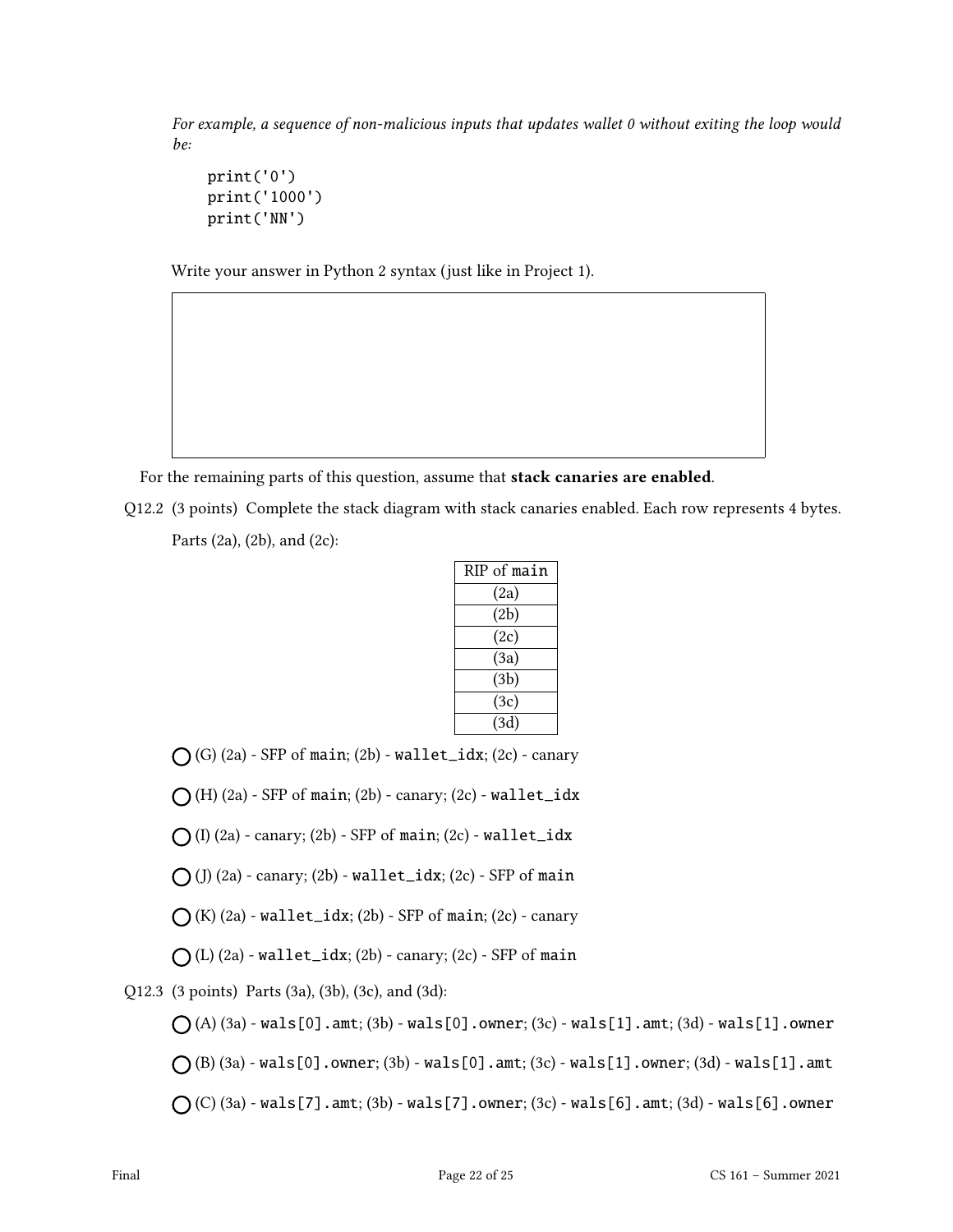*For example, a sequence of non-malicious inputs that updates wallet 0 without exiting the loop would be:*

```
print('0')
print('1000')
print('NN')
```

Write your answer in Python 2 syntax (just like in Project 1).

For the remaining parts of this question, assume that **stack canaries are enabled**.

Q12.2 (3 points) Complete the stack diagram with stack canaries enabled. Each row represents 4 bytes.

Parts (2a), (2b), and (2c):

| RIP of `main` |
|---|
| (2a) |
| (2b) |
| (2c) |
| (3a) |
| (3b) |
| (3c) |
| (3d) |

◯ (G) (2a) - SFP of `main`; (2b) - `wallet_idx`; (2c) - canary

◯ (H) (2a) - SFP of `main`; (2b) - canary; (2c) - `wallet_idx`

◯ (I) (2a) - canary; (2b) - SFP of `main`; (2c) - `wallet_idx`

◯ (J) (2a) - canary; (2b) - `wallet_idx`; (2c) - SFP of `main`

◯ (K) (2a) - `wallet_idx`; (2b) - SFP of `main`; (2c) - canary

◯ (L) (2a) - `wallet_idx`; (2b) - canary; (2c) - SFP of `main`

Q12.3 (3 points) Parts (3a), (3b), (3c), and (3d):

◯ (A) (3a) - `wals[0].amt`; (3b) - `wals[0].owner`; (3c) - `wals[1].amt`; (3d) - `wals[1].owner`

◯ (B) (3a) - `wals[0].owner`; (3b) - `wals[0].amt`; (3c) - `wals[1].owner`; (3d) - `wals[1].amt`

◯ (C) (3a) - `wals[7].amt`; (3b) - `wals[7].owner`; (3c) - `wals[6].amt`; (3d) - `wals[6].owner`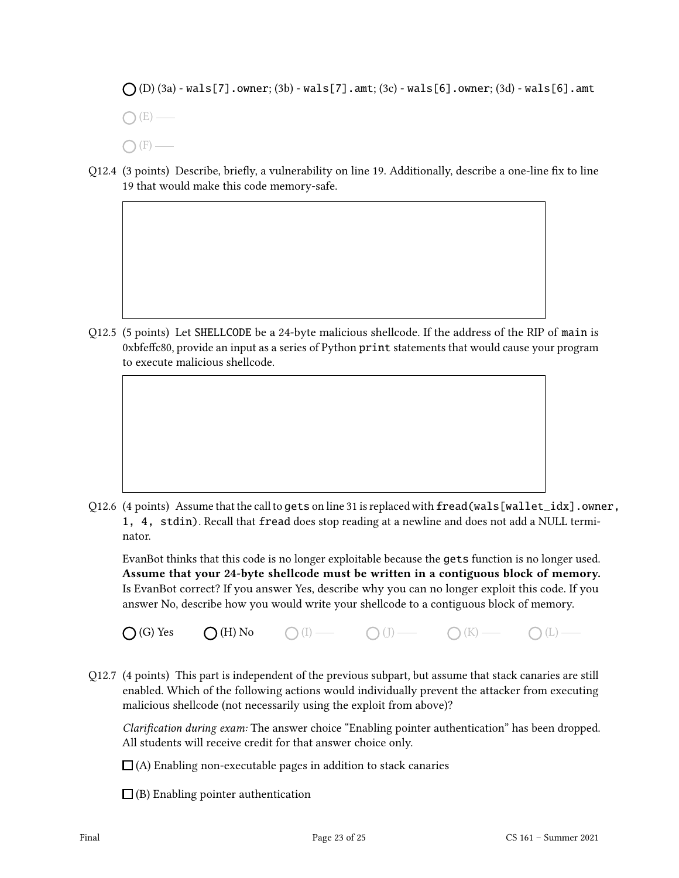○ (D) (3a) - `wals[7].owner`; (3b) - `wals[7].amt`; (3c) - `wals[6].owner`; (3d) - `wals[6].amt`

○ (E) ——

○ (F) ——

Q12.4 (3 points) Describe, briefly, a vulnerability on line 19. Additionally, describe a one-line fix to line 19 that would make this code memory-safe.

Q12.5 (5 points) Let `SHELLCODE` be a 24-byte malicious shellcode. If the address of the RIP of `main` is 0xbfeffc80, provide an input as a series of Python `print` statements that would cause your program to execute malicious shellcode.

Q12.6 (4 points) Assume that the call to `gets` on line 31 is replaced with `fread(wals[wallet_idx].owner, 1, 4, stdin)`. Recall that `fread` does stop reading at a newline and does not add a NULL terminator.

EvanBot thinks that this code is no longer exploitable because the `gets` function is no longer used. **Assume that your 24-byte shellcode must be written in a contiguous block of memory.** Is EvanBot correct? If you answer Yes, describe why you can no longer exploit this code. If you answer No, describe how you would write your shellcode to a contiguous block of memory.

○ (G) Yes ○ (H) No ○ (I) —— ○ (J) —— ○ (K) —— ○ (L) ——

Q12.7 (4 points) This part is independent of the previous subpart, but assume that stack canaries are still enabled. Which of the following actions would individually prevent the attacker from executing malicious shellcode (not necessarily using the exploit from above)?

*Clarification during exam:* The answer choice "Enabling pointer authentication" has been dropped. All students will receive credit for that answer choice only.

☐ (A) Enabling non-executable pages in addition to stack canaries

☐ (B) Enabling pointer authentication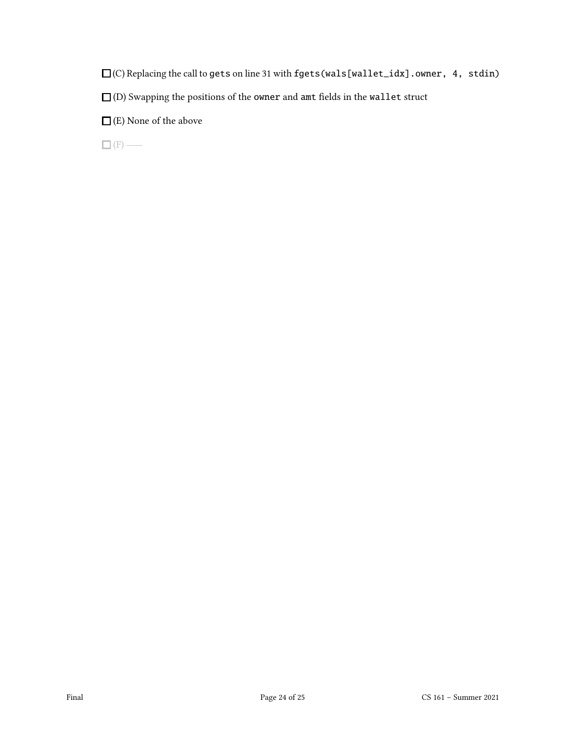☐ (C) Replacing the call to `gets` on line 31 with `fgets(wals[wallet_idx].owner, 4, stdin)`

☐ (D) Swapping the positions of the `owner` and `amt` fields in the `wallet` struct

☐ (E) None of the above

☐ (F) ——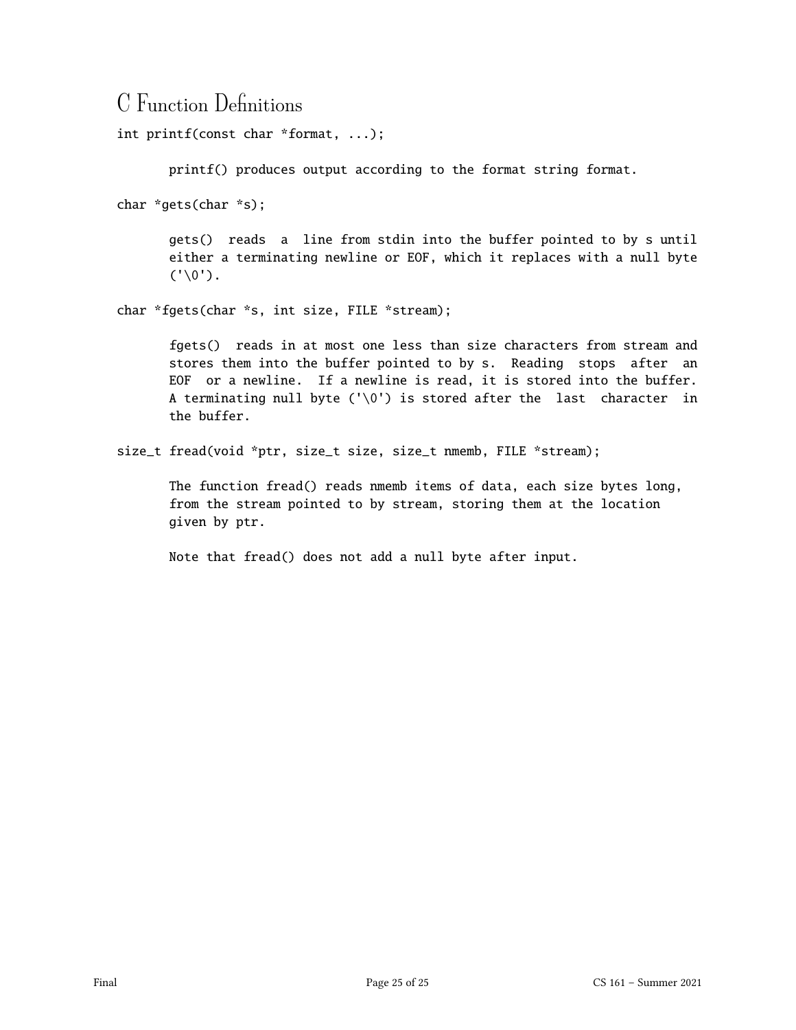# C Function Definitions

```
int printf(const char *format, ...);

       printf() produces output according to the format string format.

char *gets(char *s);

       gets()  reads  a  line from stdin into the buffer pointed to by s until
       either a terminating newline or EOF, which it replaces with a null byte
       ('\0').

char *fgets(char *s, int size, FILE *stream);

       fgets()  reads in at most one less than size characters from stream and
       stores them into the buffer pointed to by s.  Reading  stops  after  an
       EOF  or a newline.  If a newline is read, it is stored into the buffer.
       A terminating null byte ('\0') is stored after the  last  character  in
       the buffer.

size_t fread(void *ptr, size_t size, size_t nmemb, FILE *stream);

       The function fread() reads nmemb items of data, each size bytes long,
       from the stream pointed to by stream, storing them at the location
       given by ptr.

       Note that fread() does not add a null byte after input.
```